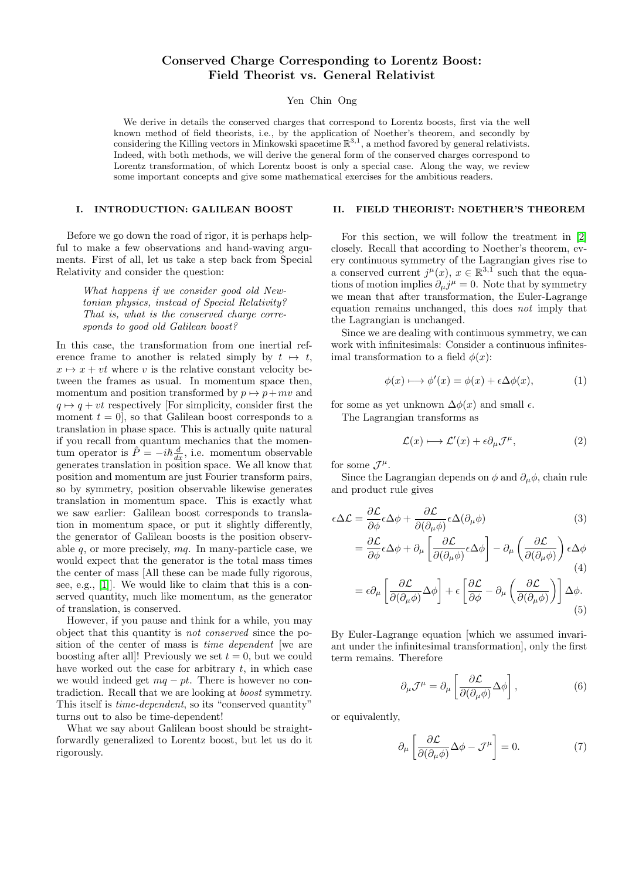// Conserved Charge Corresponding to Lorentz Boost: Field Theorist vs. General Relativist

# Conserved Charge Corresponding to Lorentz Boost: Field Theorist vs. General Relativist

Yen Chin Ong

We derive in details the conserved charges that correspond to Lorentz boosts, first via the well known method of field theorists, i.e., by the application of Noether's theorem, and secondly by considering the Killing vectors in Minkowski spacetime $\mathbb{R}^{3,1}$, a method favored by general relativists. Indeed, with both methods, we will derive the general form of the conserved charges correspond to Lorentz transformation, of which Lorentz boost is only a special case. Along the way, we review some important concepts and give some mathematical exercises for the ambitious readers.

## I. INTRODUCTION: GALILEAN BOOST

Before we go down the road of rigor, it is perhaps helpful to make a few observations and hand-waving arguments. First of all, let us take a step back from Special Relativity and consider the question:

> *What happens if we consider good old Newtonian physics, instead of Special Relativity? That is, what is the conserved charge corresponds to good old Galilean boost?*

In this case, the transformation from one inertial reference frame to another is related simply by $t \mapsto t$, $x \mapsto x + vt$ where $v$ is the relative constant velocity between the frames as usual. In momentum space then, momentum and position transformed by $p \mapsto p + mv$ and $q \mapsto q + vt$ respectively [For simplicity, consider first the moment $t = 0$], so that Galilean boost corresponds to a translation in phase space. This is actually quite natural if you recall from quantum mechanics that the momentum operator is $\hat{P} = -i\hbar\frac{d}{dx}$, i.e. momentum observable generates translation in position space. We all know that position and momentum are just Fourier transform pairs, so by symmetry, position observable likewise generates translation in momentum space. This is exactly what we saw earlier: Galilean boost corresponds to translation in momentum space, or put it slightly differently, the generator of Galilean boosts is the position observable $q$, or more precisely, $mq$. In many-particle case, we would expect that the generator is the total mass times the center of mass [All these can be made fully rigorous, see, e.g., [1]]. We would like to claim that this is a conserved quantity, much like momentum, as the generator of translation, is conserved.

However, if you pause and think for a while, you may object that this quantity is *not conserved* since the position of the center of mass is *time dependent* [we are boosting after all]! Previously we set $t = 0$, but we could have worked out the case for arbitrary $t$, in which case we would indeed get $mq - pt$. There is however no contradiction. Recall that we are looking at *boost* symmetry. This itself is *time-dependent*, so its "conserved quantity" turns out to also be time-dependent!

What we say about Galilean boost should be straightforwardly generalized to Lorentz boost, but let us do it rigorously.

## II. FIELD THEORIST: NOETHER'S THEOREM

For this section, we will follow the treatment in [2] closely. Recall that according to Noether's theorem, every continuous symmetry of the Lagrangian gives rise to a conserved current $j^\mu(x)$, $x \in \mathbb{R}^{3,1}$ such that the equations of motion implies $\partial_\mu j^\mu = 0$. Note that by symmetry we mean that after transformation, the Euler-Lagrange equation remains unchanged, this does *not* imply that the Lagrangian is unchanged.

Since we are dealing with continuous symmetry, we can work with infinitesimals: Consider a continuous infinitesimal transformation to a field $\phi(x)$:

$$\phi(x) \longmapsto \phi'(x) = \phi(x) + \epsilon\Delta\phi(x), \tag{1}$$

for some as yet unknown $\Delta\phi(x)$ and small $\epsilon$.

The Lagrangian transforms as

$$\mathcal{L}(x) \longmapsto \mathcal{L}'(x) + \epsilon\partial_\mu \mathcal{J}^\mu, \tag{2}$$

for some $\mathcal{J}^\mu$.

Since the Lagrangian depends on $\phi$ and $\partial_\mu\phi$, chain rule and product rule gives

$$\begin{aligned}
\epsilon\Delta\mathcal{L} &= \frac{\partial\mathcal{L}}{\partial\phi}\epsilon\Delta\phi + \frac{\partial\mathcal{L}}{\partial(\partial_\mu\phi)}\epsilon\Delta(\partial_\mu\phi) && (3)\\
&= \frac{\partial\mathcal{L}}{\partial\phi}\epsilon\Delta\phi + \partial_\mu\left[\frac{\partial\mathcal{L}}{\partial(\partial_\mu\phi)}\epsilon\Delta\phi\right] - \partial_\mu\left(\frac{\partial\mathcal{L}}{\partial(\partial_\mu\phi)}\right)\epsilon\Delta\phi && (4)\\
&= \epsilon\partial_\mu\left[\frac{\partial\mathcal{L}}{\partial(\partial_\mu\phi)}\Delta\phi\right] + \epsilon\left[\frac{\partial\mathcal{L}}{\partial\phi} - \partial_\mu\left(\frac{\partial\mathcal{L}}{\partial(\partial_\mu\phi)}\right)\right]\Delta\phi. && (5)
\end{aligned}$$

By Euler-Lagrange equation [which we assumed invariant under the infinitesimal transformation], only the first term remains. Therefore

$$\partial_\mu\mathcal{J}^\mu = \partial_\mu\left[\frac{\partial\mathcal{L}}{\partial(\partial_\mu\phi)}\Delta\phi\right], \tag{6}$$

or equivalently,

$$\partial_\mu\left[\frac{\partial\mathcal{L}}{\partial(\partial_\mu\phi)}\Delta\phi - \mathcal{J}^\mu\right] = 0. \tag{7}$$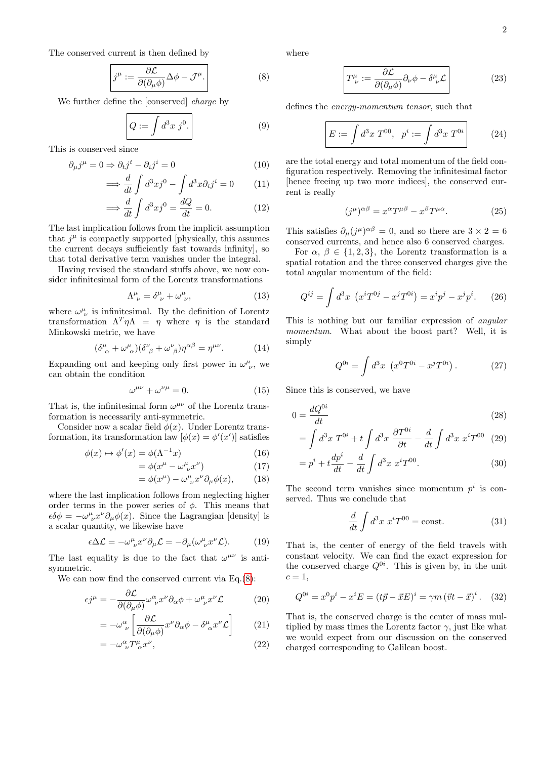The conserved current is then defined by

$$\boxed{j^\mu := \frac{\partial \mathcal{L}}{\partial(\partial_\mu \phi)}\Delta\phi - \mathcal{J}^\mu.} \tag{8}$$

We further define the [conserved] *charge* by

$$\boxed{Q := \int d^3x \; j^0.} \tag{9}$$

This is conserved since

$$\partial_\mu j^\mu = 0 \Rightarrow \partial_t j^t - \partial_i j^i = 0 \tag{10}$$

$$\implies \frac{d}{dt}\int d^3x j^0 - \int d^3x \partial_i j^i = 0 \tag{11}$$

$$\implies \frac{d}{dt}\int d^3x j^0 = \frac{dQ}{dt} = 0. \tag{12}$$

The last implication follows from the implicit assumption that $j^\mu$ is compactly supported [physically, this assumes the current decays sufficiently fast towards infinity], so that total derivative term vanishes under the integral.

Having revised the standard stuffs above, we now consider infinitesimal form of the Lorentz transformations

$$\Lambda^\mu{}_\nu = \delta^\mu{}_\nu + \omega^\mu{}_\nu, \tag{13}$$

where $\omega^\mu{}_\nu$ is infinitesimal. By the definition of Lorentz transformation $\Lambda^T \eta \Lambda = \eta$ where $\eta$ is the standard Minkowski metric, we have

$$(\delta^\mu{}_\alpha + \omega^\mu{}_\alpha)(\delta^\nu{}_\beta + \omega^\nu{}_\beta)\eta^{\alpha\beta} = \eta^{\mu\nu}. \tag{14}$$

Expanding out and keeping only first power in $\omega^\mu{}_\nu$, we can obtain the condition

$$\omega^{\mu\nu} + \omega^{\nu\mu} = 0. \tag{15}$$

That is, the infinitesimal form $\omega^{\mu\nu}$ of the Lorentz transformation is necessarily anti-symmetric.

Consider now a scalar field $\phi(x)$. Under Lorentz transformation, its transformation law [$\phi(x) = \phi'(x')$] satisfies

$$\phi(x) \mapsto \phi'(x) = \phi(\Lambda^{-1}x) \tag{16}$$

$$= \phi(x^\mu - \omega^\mu{}_\nu x^\nu) \tag{17}$$

$$= \phi(x^\mu) - \omega^\mu{}_\nu x^\nu \partial_\mu \phi(x), \tag{18}$$

where the last implication follows from neglecting higher order terms in the power series of $\phi$. This means that $\epsilon\delta\phi = -\omega^\mu{}_\nu x^\nu \partial_\mu \phi(x)$. Since the Lagrangian [density] is a scalar quantity, we likewise have

$$\epsilon\Delta\mathcal{L} = -\omega^\mu{}_\nu x^\nu \partial_\mu \mathcal{L} = -\partial_\mu(\omega^\mu{}_\nu x^\nu \mathcal{L}). \tag{19}$$

The last equality is due to the fact that $\omega^{\mu\nu}$ is anti-symmetric.

We can now find the conserved current via Eq.(8):

$$\epsilon j^\mu = -\frac{\partial \mathcal{L}}{\partial(\partial_\mu \phi)}\omega^\alpha{}_\nu x^\nu \partial_\alpha \phi + \omega^\mu{}_\nu x^\nu \mathcal{L} \tag{20}$$

$$= -\omega^\alpha{}_\nu \left[\frac{\partial \mathcal{L}}{\partial(\partial_\mu \phi)} x^\nu \partial_\alpha \phi - \delta^\mu{}_\alpha x^\nu \mathcal{L}\right] \tag{21}$$

$$= -\omega^\alpha{}_\nu T^\mu{}_\alpha x^\nu, \tag{22}$$

where

$$\boxed{T^\mu{}_\nu := \frac{\partial \mathcal{L}}{\partial(\partial_\mu \phi)}\partial_\nu \phi - \delta^\mu{}_\nu \mathcal{L}} \tag{23}$$

defines the *energy-momentum tensor*, such that

$$\boxed{E := \int d^3x \; T^{00}, \quad p^i := \int d^3x \; T^{0i}} \tag{24}$$

are the total energy and total momentum of the field configuration respectively. Removing the infinitesimal factor [hence freeing up two more indices], the conserved current is really

$$(j^\mu)^{\alpha\beta} = x^\alpha T^{\mu\beta} - x^\beta T^{\mu\alpha}. \tag{25}$$

This satisfies $\partial_\mu (j^\mu)^{\alpha\beta} = 0$, and so there are $3 \times 2 = 6$ conserved currents, and hence also 6 conserved charges.

For $\alpha$, $\beta \in \{1, 2, 3\}$, the Lorentz transformation is a spatial rotation and the three conserved charges give the total angular momentum of the field:

$$Q^{ij} = \int d^3x \; \left(x^i T^{0j} - x^j T^{0i}\right) = x^i p^j - x^j p^i. \tag{26}$$

This is nothing but our familiar expression of *angular momentum.* What about the boost part? Well, it is simply

$$Q^{0i} = \int d^3x \; \left(x^0 T^{0i} - x^j T^{0i}\right). \tag{27}$$

Since this is conserved, we have

$$0 = \frac{dQ^{0i}}{dt} \tag{28}$$

$$= \int d^3x \; T^{0i} + t\int d^3x \; \frac{\partial T^{0i}}{\partial t} - \frac{d}{dt}\int d^3x \; x^i T^{00} \tag{29}$$

$$= p^i + t\frac{dp^i}{dt} - \frac{d}{dt}\int d^3x \; x^i T^{00}. \tag{30}$$

The second term vanishes since momentum $p^i$ is conserved. Thus we conclude that

$$\frac{d}{dt}\int d^3x \; x^i T^{00} = \text{const.} \tag{31}$$

That is, the center of energy of the field travels with constant velocity. We can find the exact expression for the conserved charge $Q^{0i}$. This is given by, in the unit $c = 1$,

$$Q^{0i} = x^0 p^i - x^i E = (t\vec{p} - \vec{x}E)^i = \gamma m \left(\vec{v}t - \vec{x}\right)^i. \tag{32}$$

That is, the conserved charge is the center of mass multiplied by mass times the Lorentz factor $\gamma$, just like what we would expect from our discussion on the conserved charged corresponding to Galilean boost.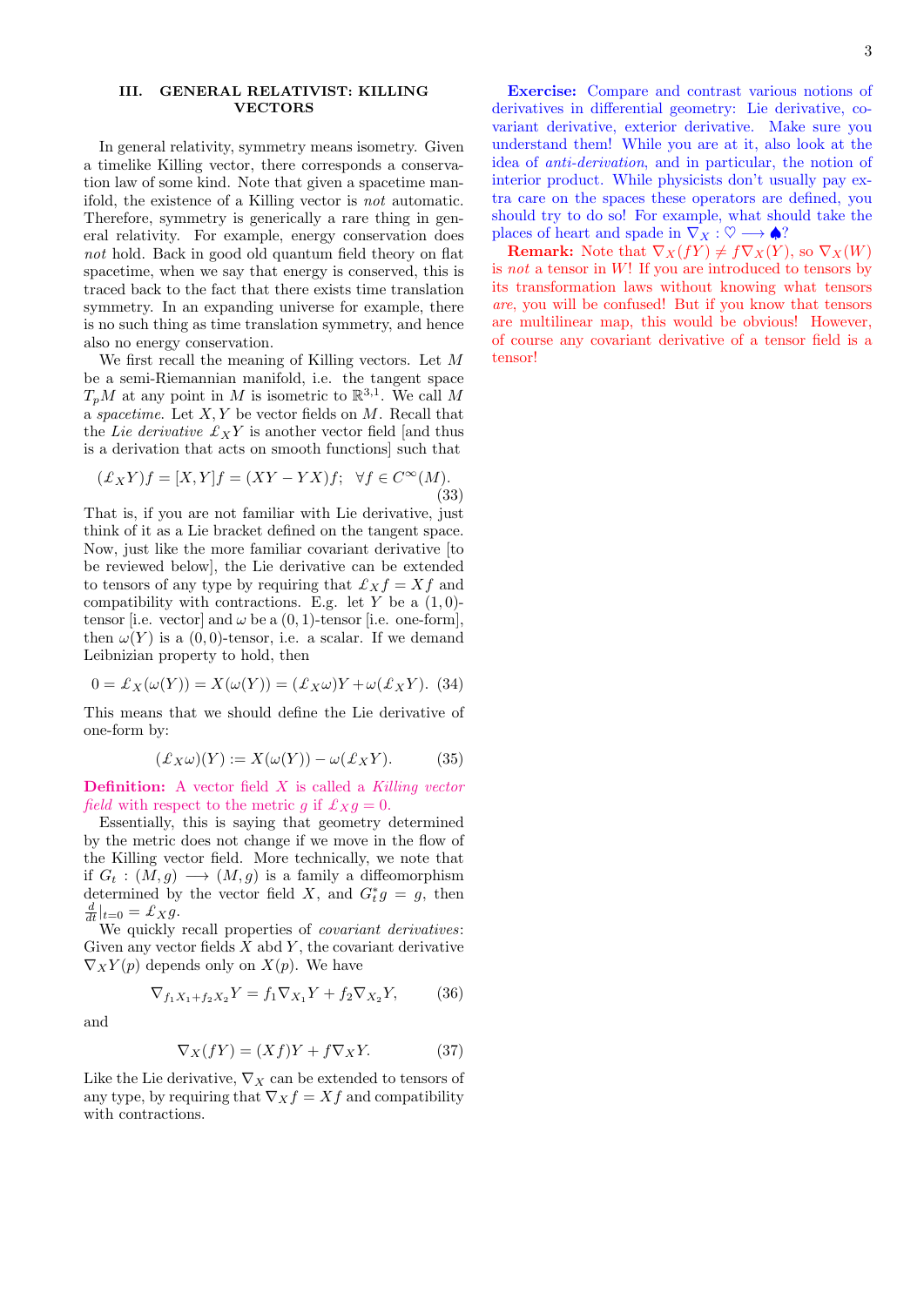## III. GENERAL RELATIVIST: KILLING VECTORS

In general relativity, symmetry means isometry. Given a timelike Killing vector, there corresponds a conservation law of some kind. Note that given a spacetime manifold, the existence of a Killing vector is *not* automatic. Therefore, symmetry is generically a rare thing in general relativity. For example, energy conservation does *not* hold. Back in good old quantum field theory on flat spacetime, when we say that energy is conserved, this is traced back to the fact that there exists time translation symmetry. In an expanding universe for example, there is no such thing as time translation symmetry, and hence also no energy conservation.

We first recall the meaning of Killing vectors. Let $M$ be a semi-Riemannian manifold, i.e. the tangent space $T_pM$ at any point in $M$ is isometric to $\mathbb{R}^{3,1}$. We call $M$ a *spacetime*. Let $X, Y$ be vector fields on $M$. Recall that the *Lie derivative* $\pounds_X Y$ is another vector field [and thus is a derivation that acts on smooth functions] such that

$$(\pounds_X Y)f = [X, Y]f = (XY - YX)f; \quad \forall f \in C^\infty(M). \tag{33}$$

That is, if you are not familiar with Lie derivative, just think of it as a Lie bracket defined on the tangent space. Now, just like the more familiar covariant derivative [to be reviewed below], the Lie derivative can be extended to tensors of any type by requiring that $\pounds_X f = Xf$ and compatibility with contractions. E.g. let $Y$ be a $(1,0)$-tensor [i.e. vector] and $\omega$ be a $(0,1)$-tensor [i.e. one-form], then $\omega(Y)$ is a $(0,0)$-tensor, i.e. a scalar. If we demand Leibnizian property to hold, then

$$0 = \pounds_X(\omega(Y)) = X(\omega(Y)) = (\pounds_X \omega)Y + \omega(\pounds_X Y). \tag{34}$$

This means that we should define the Lie derivative of one-form by:

$$(\pounds_X \omega)(Y) := X(\omega(Y)) - \omega(\pounds_X Y). \tag{35}$$

**Definition:** A vector field $X$ is called a *Killing vector field* with respect to the metric $g$ if $\pounds_X g = 0$.

Essentially, this is saying that geometry determined by the metric does not change if we move in the flow of the Killing vector field. More technically, we note that if $G_t : (M, g) \longrightarrow (M, g)$ is a family a diffeomorphism determined by the vector field $X$, and $G_t^* g = g$, then $\frac{d}{dt}|_{t=0} = \pounds_X g$.

We quickly recall properties of *covariant derivatives*: Given any vector fields $X$ abd $Y$, the covariant derivative $\nabla_X Y(p)$ depends only on $X(p)$. We have

$$\nabla_{f_1 X_1 + f_2 X_2} Y = f_1 \nabla_{X_1} Y + f_2 \nabla_{X_2} Y, \tag{36}$$

and

$$\nabla_X (fY) = (Xf)Y + f\nabla_X Y. \tag{37}$$

Like the Lie derivative, $\nabla_X$ can be extended to tensors of any type, by requiring that $\nabla_X f = Xf$ and compatibility with contractions.

**Exercise:** Compare and contrast various notions of derivatives in differential geometry: Lie derivative, covariant derivative, exterior derivative. Make sure you understand them! While you are at it, also look at the idea of *anti-derivation*, and in particular, the notion of interior product. While physicists don't usually pay extra care on the spaces these operators are defined, you should try to do so! For example, what should take the places of heart and spade in $\nabla_X : \heartsuit \longrightarrow \spadesuit$?

**Remark:** Note that $\nabla_X(fY) \neq f\nabla_X(Y)$, so $\nabla_X(W)$ is *not* a tensor in $W$! If you are introduced to tensors by its transformation laws without knowing what tensors *are*, you will be confused! But if you know that tensors are multilinear map, this would be obvious! However, of course any covariant derivative of a tensor field is a tensor!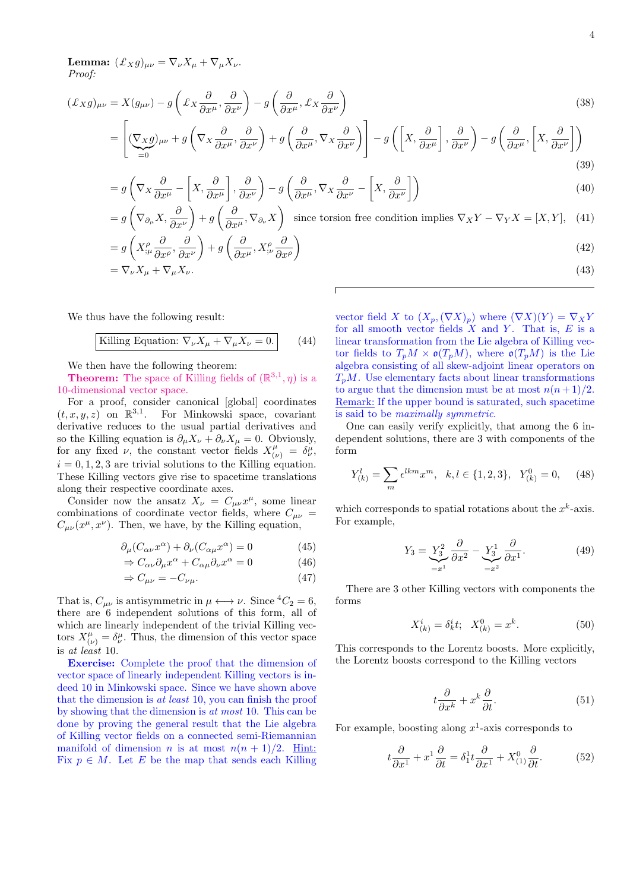**Lemma:** $(\pounds_X g)_{\mu\nu} = \nabla_\nu X_\mu + \nabla_\mu X_\nu$.
*Proof:*

$$(\pounds_X g)_{\mu\nu} = X(g_{\mu\nu}) - g\left(\pounds_X \frac{\partial}{\partial x^\mu}, \frac{\partial}{\partial x^\nu}\right) - g\left(\frac{\partial}{\partial x^\mu}, \pounds_X \frac{\partial}{\partial x^\nu}\right) \tag{38}$$

$$= \left[\underbrace{(\nabla_X g)}_{=0}{}_{\mu\nu} + g\left(\nabla_X \frac{\partial}{\partial x^\mu}, \frac{\partial}{\partial x^\nu}\right) + g\left(\frac{\partial}{\partial x^\mu}, \nabla_X \frac{\partial}{\partial x^\nu}\right)\right] - g\left(\left[X, \frac{\partial}{\partial x^\mu}\right], \frac{\partial}{\partial x^\nu}\right) - g\left(\frac{\partial}{\partial x^\mu}, \left[X, \frac{\partial}{\partial x^\nu}\right]\right) \tag{39}$$

$$= g\left(\nabla_X \frac{\partial}{\partial x^\mu} - \left[X, \frac{\partial}{\partial x^\mu}\right], \frac{\partial}{\partial x^\nu}\right) - g\left(\frac{\partial}{\partial x^\mu}, \nabla_X \frac{\partial}{\partial x^\nu} - \left[X, \frac{\partial}{\partial x^\nu}\right]\right) \tag{40}$$

$$= g\left(\nabla_{\partial_\mu} X, \frac{\partial}{\partial x^\nu}\right) + g\left(\frac{\partial}{\partial x^\mu}, \nabla_{\partial_\nu} X\right) \quad \text{since torsion free condition implies } \nabla_X Y - \nabla_Y X = [X, Y], \tag{41}$$

$$= g\left(X^\rho_{;\mu} \frac{\partial}{\partial x^\rho}, \frac{\partial}{\partial x^\nu}\right) + g\left(\frac{\partial}{\partial x^\mu}, X^\rho_{;\nu} \frac{\partial}{\partial x^\rho}\right) \tag{42}$$

$$= \nabla_\nu X_\mu + \nabla_\mu X_\nu. \tag{43}$$

We thus have the following result:

$$\boxed{\text{Killing Equation: } \nabla_\nu X_\mu + \nabla_\mu X_\nu = 0.} \tag{44}$$

We then have the following theorem:

**Theorem:** The space of Killing fields of $(\mathbb{R}^{3,1}, \eta)$ is a 10-dimensional vector space.

For a proof, consider canonical [global] coordinates $(t, x, y, z)$ on $\mathbb{R}^{3,1}$. For Minkowski space, covariant derivative reduces to the usual partial derivatives and so the Killing equation is $\partial_\mu X_\nu + \partial_\nu X_\mu = 0$. Obviously, for any fixed $\nu$, the constant vector fields $X^\mu_{(\nu)} = \delta^\mu_\nu$, $i = 0, 1, 2, 3$ are trivial solutions to the Killing equation. These Killing vectors give rise to spacetime translations along their respective coordinate axes.

Consider now the ansatz $X_\nu = C_{\mu\nu} x^\mu$, some linear combinations of coordinate vector fields, where $C_{\mu\nu} = C_{\mu\nu}(x^\mu, x^\nu)$. Then, we have, by the Killing equation,

$$\partial_\mu (C_{\alpha\nu} x^\alpha) + \partial_\nu (C_{\alpha\mu} x^\alpha) = 0 \tag{45}$$

$$\Rightarrow C_{\alpha\nu} \partial_\mu x^\alpha + C_{\alpha\mu} \partial_\nu x^\alpha = 0 \tag{46}$$

$$\Rightarrow C_{\mu\nu} = -C_{\nu\mu}. \tag{47}$$

That is, $C_{\mu\nu}$ is antisymmetric in $\mu \longleftrightarrow \nu$. Since ${}^4C_2 = 6$, there are 6 independent solutions of this form, all of which are linearly independent of the trivial Killing vectors $X^\mu_{(\nu)} = \delta^\mu_\nu$. Thus, the dimension of this vector space is *at least* 10.

**Exercise:** Complete the proof that the dimension of vector space of linearly independent Killing vectors is indeed 10 in Minkowski space. Since we have shown above that the dimension is *at least* 10, you can finish the proof by showing that the dimension is *at most* 10. This can be done by proving the general result that the Lie algebra of Killing vector fields on a connected semi-Riemannian manifold of dimension $n$ is at most $n(n+1)/2$. Hint: Fix $p \in M$. Let $E$ be the map that sends each Killing vector field $X$ to $(X_p, (\nabla X)_p)$ where $(\nabla X)(Y) = \nabla_Y X$ for all smooth vector fields $X$ and $Y$. That is, $E$ is a linear transformation from the Lie algebra of Killing vector fields to $T_pM \times \mathfrak{o}(T_pM)$, where $\mathfrak{o}(T_pM)$ is the Lie algebra consisting of all skew-adjoint linear operators on $T_pM$. Use elementary facts about linear transformations to argue that the dimension must be at most $n(n+1)/2$. Remark: If the upper bound is saturated, such spacetime is said to be *maximally symmetric*.

One can easily verify explicitly, that among the 6 independent solutions, there are 3 with components of the form

$$Y^l_{(k)} = \sum_m \epsilon^{lkm} x^m, \quad k, l \in \{1, 2, 3\}, \quad Y^0_{(k)} = 0, \tag{48}$$

which corresponds to spatial rotations about the $x^k$-axis. For example,

$$Y_3 = \underbrace{Y^2_3}_{=x^1} \frac{\partial}{\partial x^2} - \underbrace{Y^1_3}_{=x^2} \frac{\partial}{\partial x^1}. \tag{49}$$

There are 3 other Killing vectors with components the forms

$$X^i_{(k)} = \delta^i_k t; \quad X^0_{(k)} = x^k. \tag{50}$$

This corresponds to the Lorentz boosts. More explicitly, the Lorentz boosts correspond to the Killing vectors

$$t \frac{\partial}{\partial x^k} + x^k \frac{\partial}{\partial t}. \tag{51}$$

For example, boosting along $x^1$-axis corresponds to

$$t \frac{\partial}{\partial x^1} + x^1 \frac{\partial}{\partial t} = \delta^1_1 t \frac{\partial}{\partial x^1} + X^0_{(1)} \frac{\partial}{\partial t}. \tag{52}$$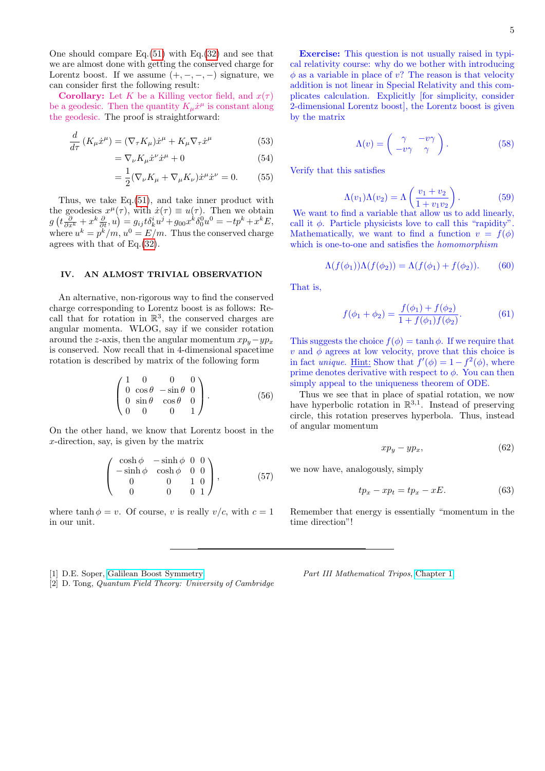One should compare Eq.(51) with Eq.(32) and see that we are almost done with getting the conserved charge for Lorentz boost. If we assume $(+,-,-,-)$ signature, we can consider first the following result:

**Corollary:** Let $K$ be a Killing vector field, and $x(\tau)$ be a geodesic. Then the quantity $K_\mu \dot{x}^\mu$ is constant along the geodesic. The proof is straightforward:

$$\frac{d}{d\tau}(K_\mu \dot{x}^\mu) = (\nabla_\tau K_\mu)\dot{x}^\mu + K_\mu \nabla_\tau \dot{x}^\mu \tag{53}$$

$$= \nabla_\nu K_\mu \dot{x}^\nu \dot{x}^\mu + 0 \tag{54}$$

$$= \frac{1}{2}(\nabla_\nu K_\mu + \nabla_\mu K_\nu)\dot{x}^\mu \dot{x}^\nu = 0. \tag{55}$$

Thus, we take Eq.(51), and take inner product with the geodesics $x^\mu(\tau)$, with $\dot{x}(\tau) \equiv u(\tau)$. Then we obtain $g\left(t\frac{\partial}{\partial x^k} + x^k \frac{\partial}{\partial t}, u\right) = g_{ij} t \delta^i_k u^j + g_{00} x^k \delta^0_0 u^0 = -tp^k + x^k E$, where $u^k = p^k/m$, $u^0 = E/m$. Thus the conserved charge agrees with that of Eq.(32).

## IV. AN ALMOST TRIVIAL OBSERVATION

An alternative, non-rigorous way to find the conserved charge corresponding to Lorentz boost is as follows: Recall that for rotation in $\mathbb{R}^3$, the conserved charges are angular momenta. WLOG, say if we consider rotation around the $z$-axis, then the angular momentum $xp_y - yp_x$ is conserved. Now recall that in 4-dimensional spacetime rotation is described by matrix of the following form

$$\begin{pmatrix} 1 & 0 & 0 & 0 \\ 0 & \cos\theta & -\sin\theta & 0 \\ 0 & \sin\theta & \cos\theta & 0 \\ 0 & 0 & 0 & 1 \end{pmatrix}. \tag{56}$$

On the other hand, we know that Lorentz boost in the $x$-direction, say, is given by the matrix

$$\begin{pmatrix} \cosh\phi & -\sinh\phi & 0 & 0 \\ -\sinh\phi & \cosh\phi & 0 & 0 \\ 0 & 0 & 1 & 0 \\ 0 & 0 & 0 & 1 \end{pmatrix}, \tag{57}$$

where $\tanh\phi = v$. Of course, $v$ is really $v/c$, with $c=1$ in our unit.

**Exercise:** This question is not usually raised in typical relativity course: why do we bother with introducing $\phi$ as a variable in place of $v$? The reason is that velocity addition is not linear in Special Relativity and this complicates calculation. Explicitly [for simplicity, consider 2-dimensional Lorentz boost], the Lorentz boost is given by the matrix

$$\Lambda(v) = \begin{pmatrix} \gamma & -v\gamma \\ -v\gamma & \gamma \end{pmatrix}. \tag{58}$$

Verify that this satisfies

$$\Lambda(v_1)\Lambda(v_2) = \Lambda\left(\frac{v_1+v_2}{1+v_1v_2}\right). \tag{59}$$

We want to find a variable that allow us to add linearly, call it $\phi$. Particle physicists love to call this "rapidity". Mathematically, we want to find a function $v = f(\phi)$ which is one-to-one and satisfies the *homomorphism*

$$\Lambda(f(\phi_1))\Lambda(f(\phi_2)) = \Lambda(f(\phi_1)+f(\phi_2)). \tag{60}$$

That is,

$$f(\phi_1+\phi_2) = \frac{f(\phi_1)+f(\phi_2)}{1+f(\phi_1)f(\phi_2)}. \tag{61}$$

This suggests the choice $f(\phi) = \tanh\phi$. If we require that $v$ and $\phi$ agrees at low velocity, prove that this choice is in fact *unique*. Hint: Show that $f'(\phi) = 1 - f^2(\phi)$, where prime denotes derivative with respect to $\phi$. You can then simply appeal to the uniqueness theorem of ODE.

Thus we see that in place of spatial rotation, we now have hyperbolic rotation in $\mathbb{R}^{3,1}$. Instead of preserving circle, this rotation preserves hyperbola. Thus, instead of angular momentum

$$xp_y - yp_x, \tag{62}$$

we now have, analogously, simply

$$tp_x - xp_t = tp_x - xE. \tag{63}$$

Remember that energy is essentially "momentum in the time direction"!

---

[1] D.E. Soper, Galilean Boost Symmetry

[2] D. Tong, *Quantum Field Theory: University of Cambridge Part III Mathematical Tripos*, Chapter 1